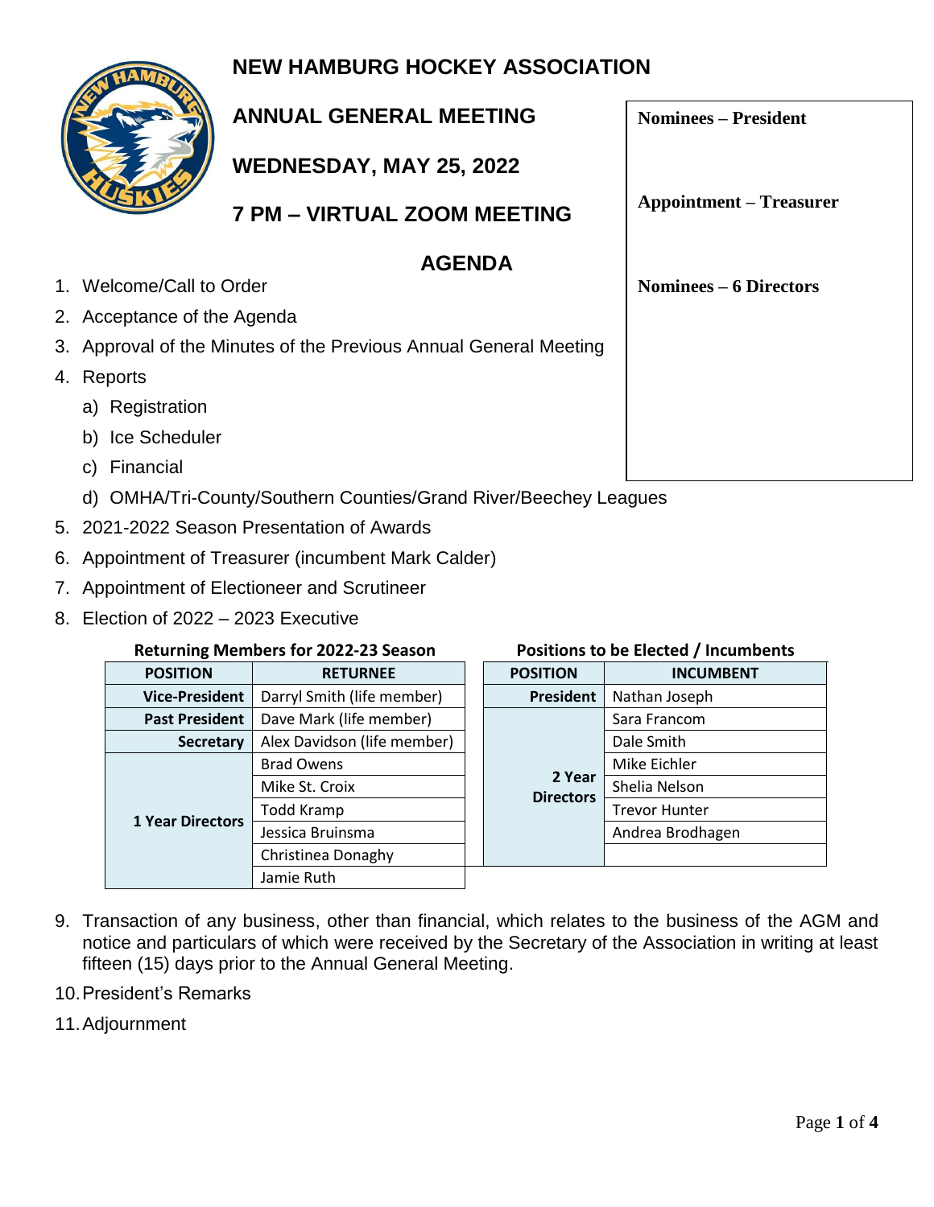# NEW HAMBURG HOCKEY ASSOCIATION

## ANNUAL GENERAL MEETING

## WEDNESDAY, MAY 25, 2022

## 7 PM – VIRTUAL ZOOM MEETING

**Nominees – President**

**Appointment – Treasurer**

**Nominees – 6 Directors**

## AGENDA

1. Welcome/Call to Order
2. Acceptance of the Agenda
3. Approval of the Minutes of the Previous Annual General Meeting
4. Reports
   a) Registration
   b) Ice Scheduler
   c) Financial
   d) OMHA/Tri-County/Southern Counties/Grand River/Beechey Leagues
5. 2021-2022 Season Presentation of Awards
6. Appointment of Treasurer (incumbent Mark Calder)
7. Appointment of Electioneer and Scrutineer
8. Election of 2022 – 2023 Executive

**Returning Members for 2022-23 Season**

| POSITION | RETURNEE |
|---|---|
| Vice-President | Darryl Smith (life member) |
| Past President | Dave Mark (life member) |
| Secretary | Alex Davidson (life member) |
| 1 Year Directors | Brad Owens |
| | Mike St. Croix |
| | Todd Kramp |
| | Jessica Bruinsma |
| | Christinea Donaghy |
| | Jamie Ruth |

**Positions to be Elected / Incumbents**

| POSITION | INCUMBENT |
|---|---|
| President | Nathan Joseph |
| 2 Year Directors | Sara Francom |
| | Dale Smith |
| | Mike Eichler |
| | Shelia Nelson |
| | Trevor Hunter |
| | Andrea Brodhagen |
| | |

9. Transaction of any business, other than financial, which relates to the business of the AGM and notice and particulars of which were received by the Secretary of the Association in writing at least fifteen (15) days prior to the Annual General Meeting.
10. President's Remarks
11. Adjournment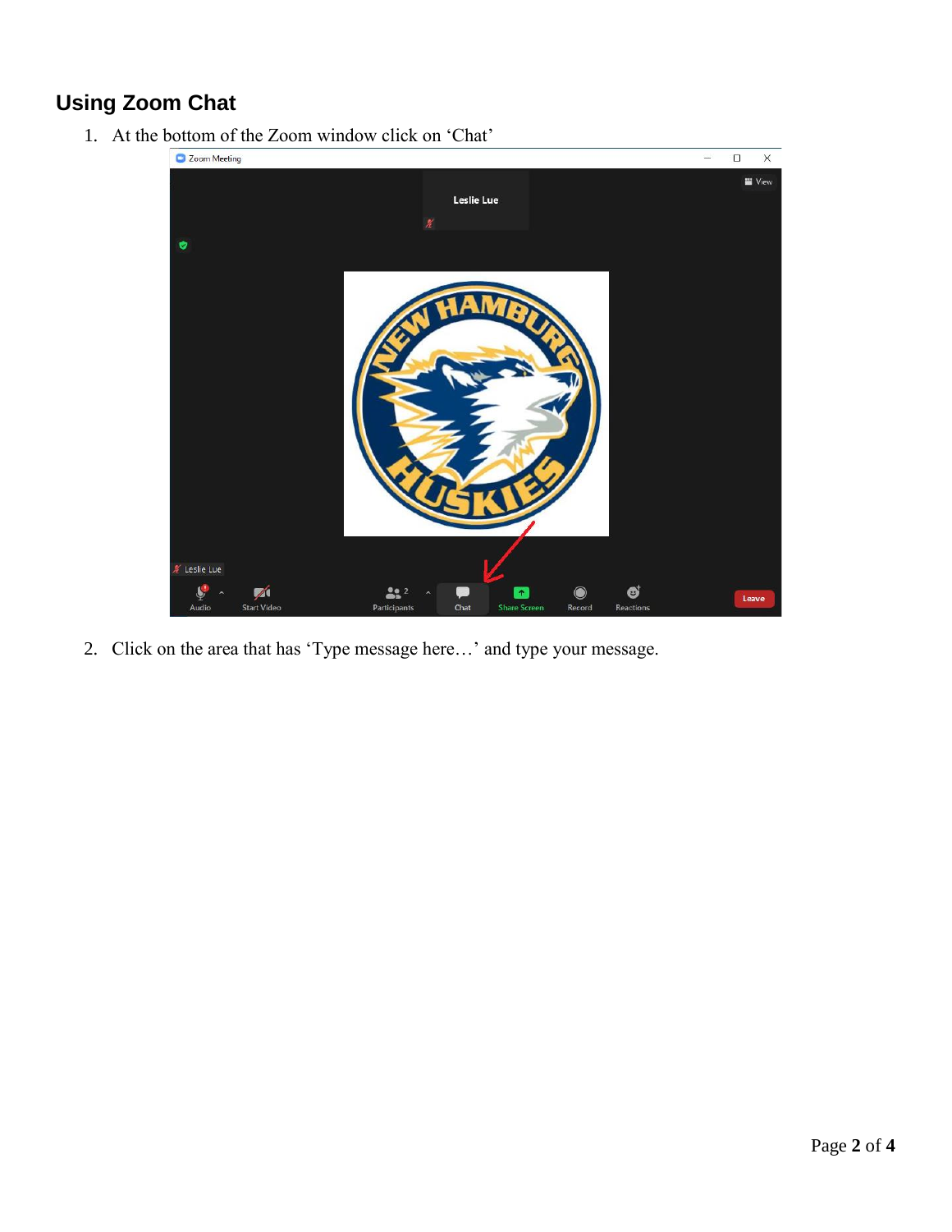## Using Zoom Chat

1. At the bottom of the Zoom window click on 'Chat'

2. Click on the area that has 'Type message here…' and type your message.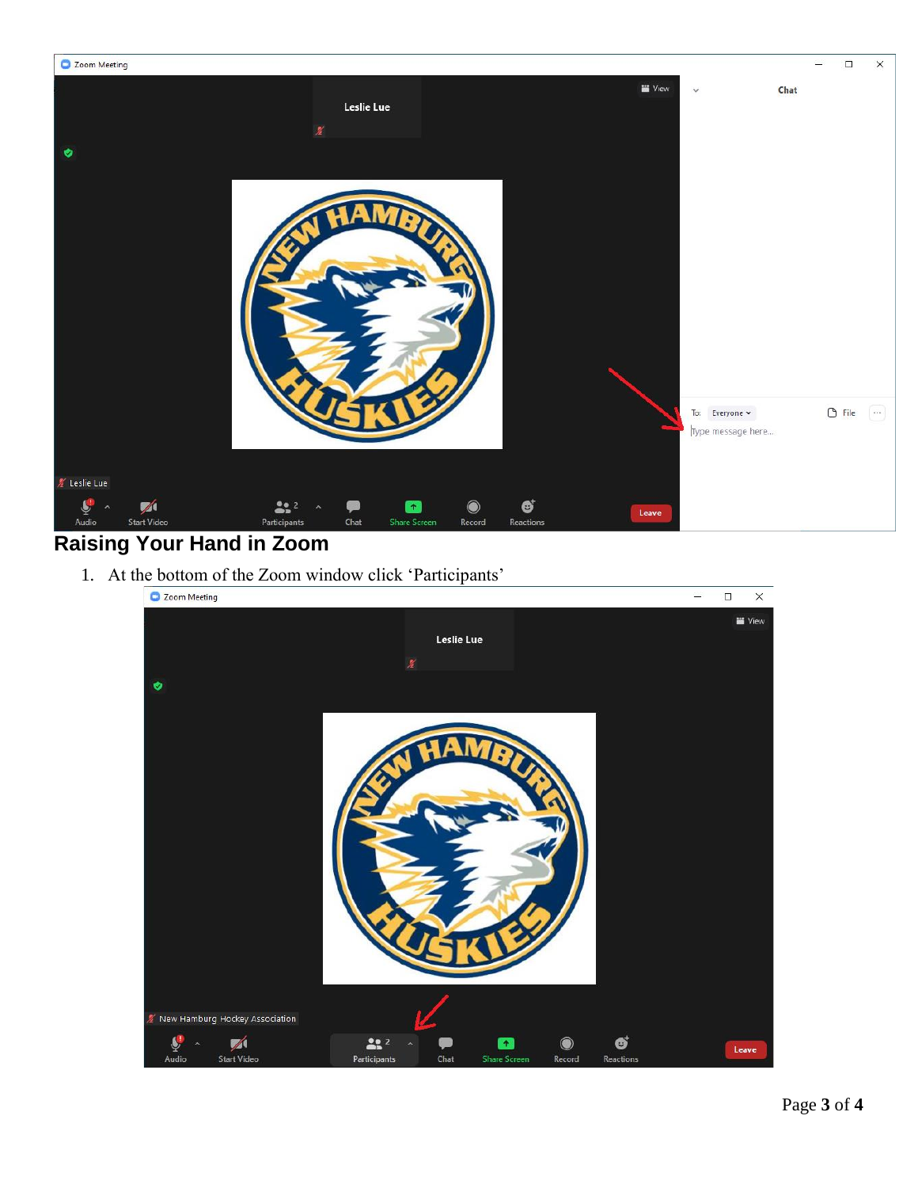## Raising Your Hand in Zoom

1. At the bottom of the Zoom window click 'Participants'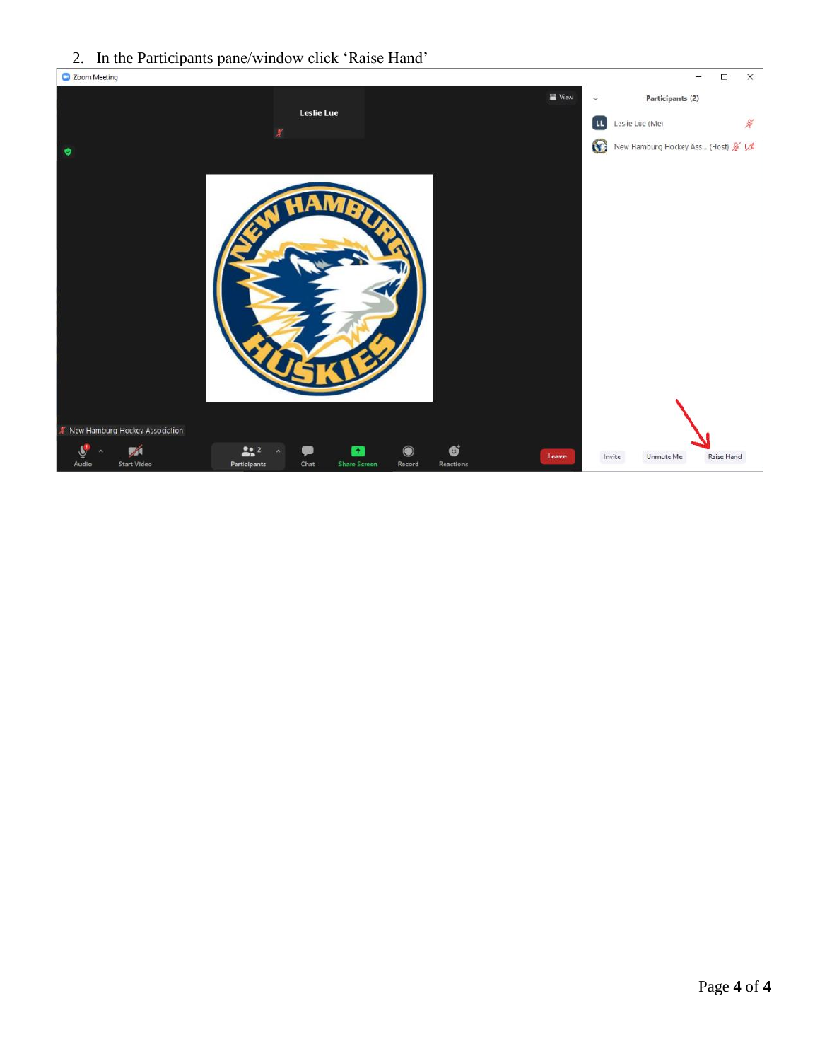2. In the Participants pane/window click 'Raise Hand'